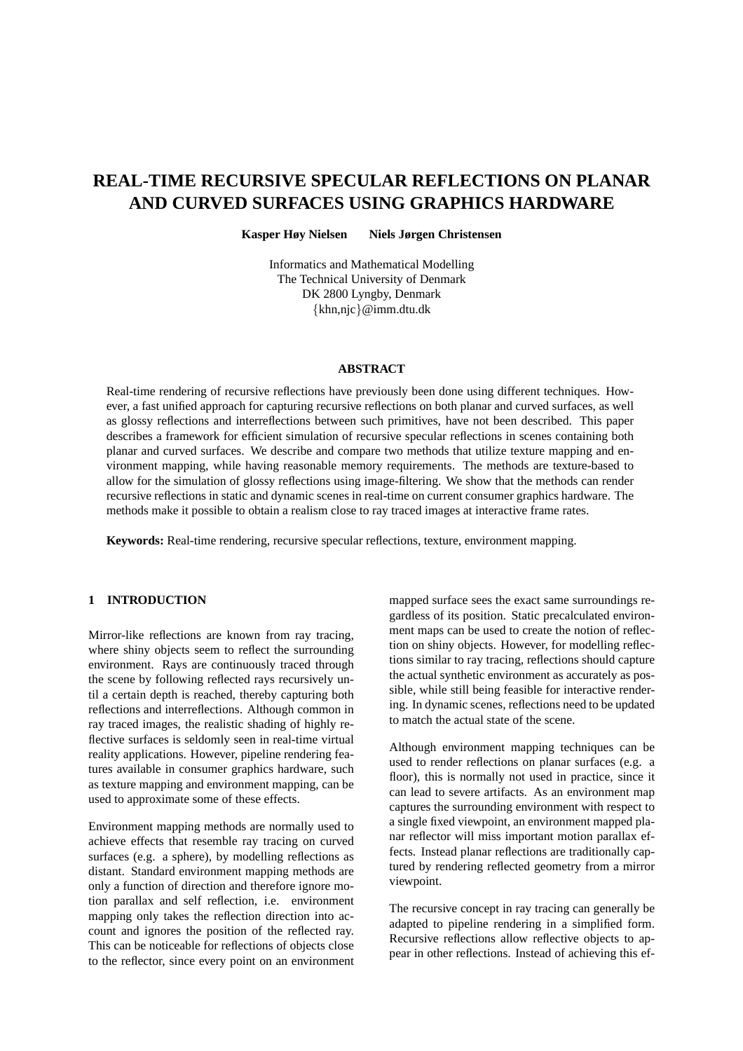# REAL-TIME RECURSIVE SPECULAR REFLECTIONS ON PLANAR AND CURVED SURFACES USING GRAPHICS HARDWARE

**Kasper Høy Nielsen** **Niels Jørgen Christensen**

Informatics and Mathematical Modelling
The Technical University of Denmark
DK 2800 Lyngby, Denmark
{khn,njc}@imm.dtu.dk

## ABSTRACT

Real-time rendering of recursive reflections have previously been done using different techniques. However, a fast unified approach for capturing recursive reflections on both planar and curved surfaces, as well as glossy reflections and interreflections between such primitives, have not been described. This paper describes a framework for efficient simulation of recursive specular reflections in scenes containing both planar and curved surfaces. We describe and compare two methods that utilize texture mapping and environment mapping, while having reasonable memory requirements. The methods are texture-based to allow for the simulation of glossy reflections using image-filtering. We show that the methods can render recursive reflections in static and dynamic scenes in real-time on current consumer graphics hardware. The methods make it possible to obtain a realism close to ray traced images at interactive frame rates.

**Keywords:** Real-time rendering, recursive specular reflections, texture, environment mapping.

## 1 INTRODUCTION

Mirror-like reflections are known from ray tracing, where shiny objects seem to reflect the surrounding environment. Rays are continuously traced through the scene by following reflected rays recursively until a certain depth is reached, thereby capturing both reflections and interreflections. Although common in ray traced images, the realistic shading of highly reflective surfaces is seldomly seen in real-time virtual reality applications. However, pipeline rendering features available in consumer graphics hardware, such as texture mapping and environment mapping, can be used to approximate some of these effects.

Environment mapping methods are normally used to achieve effects that resemble ray tracing on curved surfaces (e.g. a sphere), by modelling reflections as distant. Standard environment mapping methods are only a function of direction and therefore ignore motion parallax and self reflection, i.e. environment mapping only takes the reflection direction into account and ignores the position of the reflected ray. This can be noticeable for reflections of objects close to the reflector, since every point on an environment mapped surface sees the exact same surroundings regardless of its position. Static precalculated environment maps can be used to create the notion of reflection on shiny objects. However, for modelling reflections similar to ray tracing, reflections should capture the actual synthetic environment as accurately as possible, while still being feasible for interactive rendering. In dynamic scenes, reflections need to be updated to match the actual state of the scene.

Although environment mapping techniques can be used to render reflections on planar surfaces (e.g. a floor), this is normally not used in practice, since it can lead to severe artifacts. As an environment map captures the surrounding environment with respect to a single fixed viewpoint, an environment mapped planar reflector will miss important motion parallax effects. Instead planar reflections are traditionally captured by rendering reflected geometry from a mirror viewpoint.

The recursive concept in ray tracing can generally be adapted to pipeline rendering in a simplified form. Recursive reflections allow reflective objects to appear in other reflections. Instead of achieving this ef-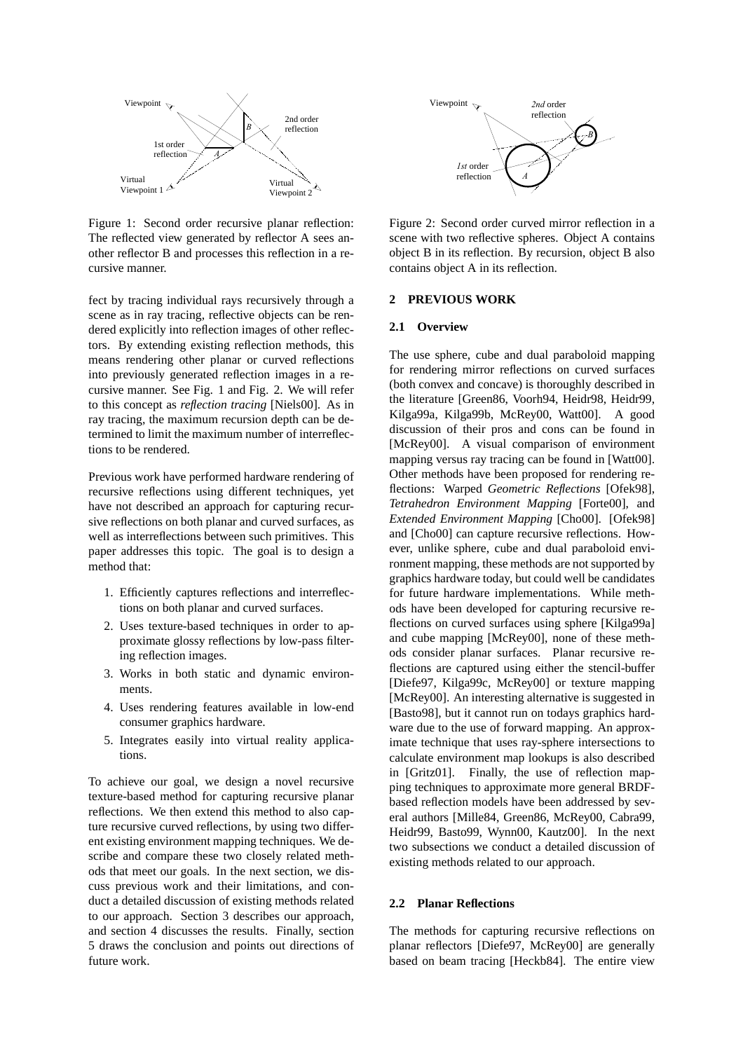Figure 1: Second order recursive planar reflection: The reflected view generated by reflector A sees another reflector B and processes this reflection in a recursive manner.

fect by tracing individual rays recursively through a scene as in ray tracing, reflective objects can be rendered explicitly into reflection images of other reflectors. By extending existing reflection methods, this means rendering other planar or curved reflections into previously generated reflection images in a recursive manner. See Fig. 1 and Fig. 2. We will refer to this concept as *reflection tracing* [Niels00]. As in ray tracing, the maximum recursion depth can be determined to limit the maximum number of interreflections to be rendered.

Previous work have performed hardware rendering of recursive reflections using different techniques, yet have not described an approach for capturing recursive reflections on both planar and curved surfaces, as well as interreflections between such primitives. This paper addresses this topic. The goal is to design a method that:

1. Efficiently captures reflections and interreflections on both planar and curved surfaces.
2. Uses texture-based techniques in order to approximate glossy reflections by low-pass filtering reflection images.
3. Works in both static and dynamic environments.
4. Uses rendering features available in low-end consumer graphics hardware.
5. Integrates easily into virtual reality applications.

To achieve our goal, we design a novel recursive texture-based method for capturing recursive planar reflections. We then extend this method to also capture recursive curved reflections, by using two different existing environment mapping techniques. We describe and compare these two closely related methods that meet our goals. In the next section, we discuss previous work and their limitations, and conduct a detailed discussion of existing methods related to our approach. Section 3 describes our approach, and section 4 discusses the results. Finally, section 5 draws the conclusion and points out directions of future work.

Figure 2: Second order curved mirror reflection in a scene with two reflective spheres. Object A contains object B in its reflection. By recursion, object B also contains object A in its reflection.

## 2 PREVIOUS WORK

### 2.1 Overview

The use sphere, cube and dual paraboloid mapping for rendering mirror reflections on curved surfaces (both convex and concave) is thoroughly described in the literature [Green86, Voorh94, Heidr98, Heidr99, Kilga99a, Kilga99b, McRey00, Watt00]. A good discussion of their pros and cons can be found in [McRey00]. A visual comparison of environment mapping versus ray tracing can be found in [Watt00]. Other methods have been proposed for rendering reflections: Warped *Geometric Reflections* [Ofek98], *Tetrahedron Environment Mapping* [Forte00], and *Extended Environment Mapping* [Cho00]. [Ofek98] and [Cho00] can capture recursive reflections. However, unlike sphere, cube and dual paraboloid environment mapping, these methods are not supported by graphics hardware today, but could well be candidates for future hardware implementations. While methods have been developed for capturing recursive reflections on curved surfaces using sphere [Kilga99a] and cube mapping [McRey00], none of these methods consider planar surfaces. Planar recursive reflections are captured using either the stencil-buffer [Diefe97, Kilga99c, McRey00] or texture mapping [McRey00]. An interesting alternative is suggested in [Basto98], but it cannot run on todays graphics hardware due to the use of forward mapping. An approximate technique that uses ray-sphere intersections to calculate environment map lookups is also described in [Gritz01]. Finally, the use of reflection mapping techniques to approximate more general BRDF-based reflection models have been addressed by several authors [Mille84, Green86, McRey00, Cabra99, Heidr99, Basto99, Wynn00, Kautz00]. In the next two subsections we conduct a detailed discussion of existing methods related to our approach.

### 2.2 Planar Reflections

The methods for capturing recursive reflections on planar reflectors [Diefe97, McRey00] are generally based on beam tracing [Heckb84]. The entire view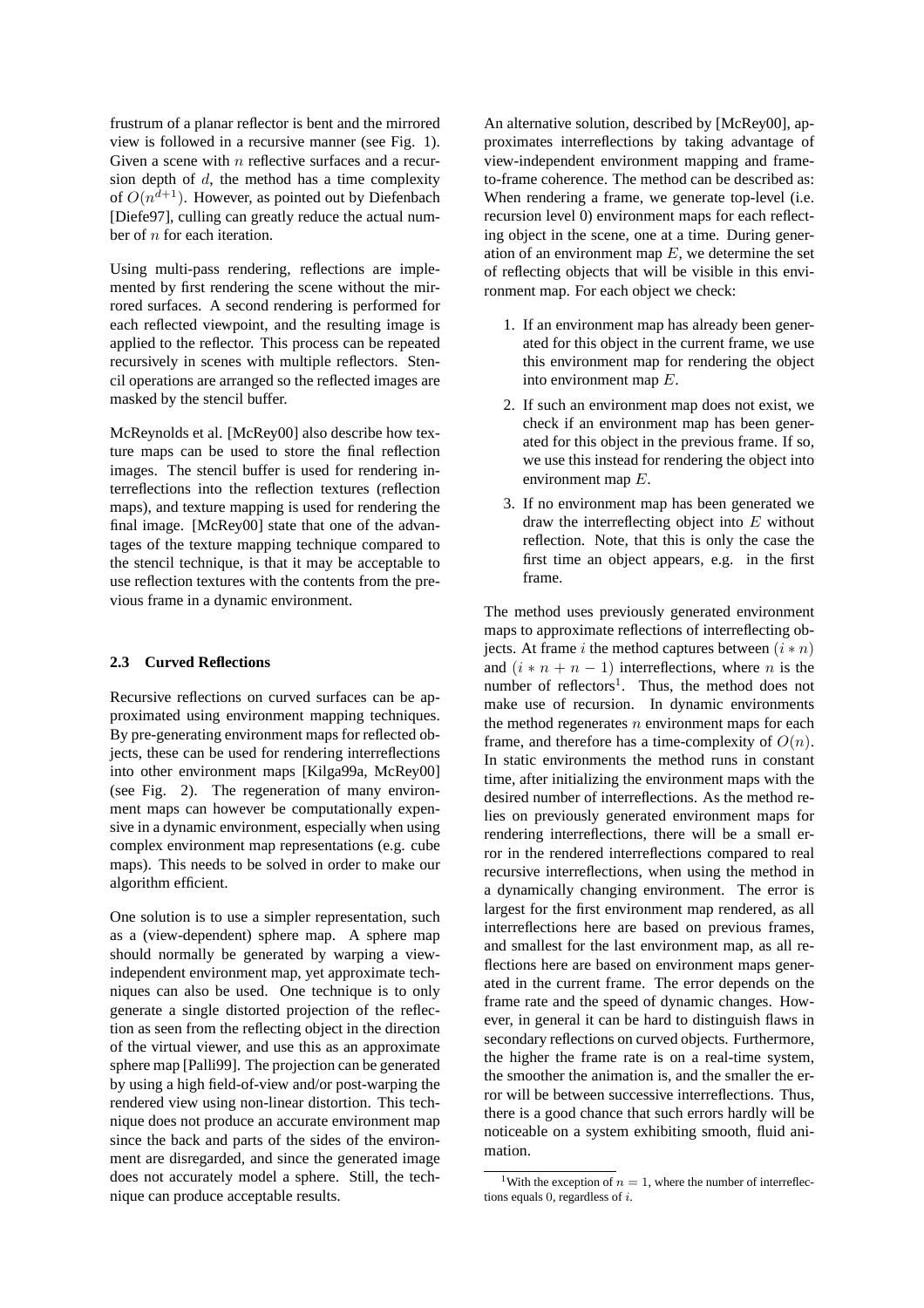frustrum of a planar reflector is bent and the mirrored view is followed in a recursive manner (see Fig. 1). Given a scene with $n$ reflective surfaces and a recursion depth of $d$, the method has a time complexity of $O(n^{d+1})$. However, as pointed out by Diefenbach [Diefe97], culling can greatly reduce the actual number of $n$ for each iteration.

Using multi-pass rendering, reflections are implemented by first rendering the scene without the mirrored surfaces. A second rendering is performed for each reflected viewpoint, and the resulting image is applied to the reflector. This process can be repeated recursively in scenes with multiple reflectors. Stencil operations are arranged so the reflected images are masked by the stencil buffer.

McReynolds et al. [McRey00] also describe how texture maps can be used to store the final reflection images. The stencil buffer is used for rendering interreflections into the reflection textures (reflection maps), and texture mapping is used for rendering the final image. [McRey00] state that one of the advantages of the texture mapping technique compared to the stencil technique, is that it may be acceptable to use reflection textures with the contents from the previous frame in a dynamic environment.

### 2.3 Curved Reflections

Recursive reflections on curved surfaces can be approximated using environment mapping techniques. By pre-generating environment maps for reflected objects, these can be used for rendering interreflections into other environment maps [Kilga99a, McRey00] (see Fig. 2). The regeneration of many environment maps can however be computationally expensive in a dynamic environment, especially when using complex environment map representations (e.g. cube maps). This needs to be solved in order to make our algorithm efficient.

One solution is to use a simpler representation, such as a (view-dependent) sphere map. A sphere map should normally be generated by warping a view-independent environment map, yet approximate techniques can also be used. One technique is to only generate a single distorted projection of the reflection as seen from the reflecting object in the direction of the virtual viewer, and use this as an approximate sphere map [Palli99]. The projection can be generated by using a high field-of-view and/or post-warping the rendered view using non-linear distortion. This technique does not produce an accurate environment map since the back and parts of the sides of the environment are disregarded, and since the generated image does not accurately model a sphere. Still, the technique can produce acceptable results.

An alternative solution, described by [McRey00], approximates interreflections by taking advantage of view-independent environment mapping and frame-to-frame coherence. The method can be described as: When rendering a frame, we generate top-level (i.e. recursion level 0) environment maps for each reflecting object in the scene, one at a time. During generation of an environment map $E$, we determine the set of reflecting objects that will be visible in this environment map. For each object we check:

1. If an environment map has already been generated for this object in the current frame, we use this environment map for rendering the object into environment map $E$.
2. If such an environment map does not exist, we check if an environment map has been generated for this object in the previous frame. If so, we use this instead for rendering the object into environment map $E$.
3. If no environment map has been generated we draw the interreflecting object into $E$ without reflection. Note, that this is only the case the first time an object appears, e.g. in the first frame.

The method uses previously generated environment maps to approximate reflections of interreflecting objects. At frame $i$ the method captures between $(i * n)$ and $(i * n + n - 1)$ interreflections, where $n$ is the number of reflectors[1]. Thus, the method does not make use of recursion. In dynamic environments the method regenerates $n$ environment maps for each frame, and therefore has a time-complexity of $O(n)$. In static environments the method runs in constant time, after initializing the environment maps with the desired number of interreflections. As the method relies on previously generated environment maps for rendering interreflections, there will be a small error in the rendered interreflections compared to real recursive interreflections, when using the method in a dynamically changing environment. The error is largest for the first environment map rendered, as all interreflections here are based on previous frames, and smallest for the last environment map, as all reflections here are based on environment maps generated in the current frame. The error depends on the frame rate and the speed of dynamic changes. However, in general it can be hard to distinguish flaws in secondary reflections on curved objects. Furthermore, the higher the frame rate is on a real-time system, the smoother the animation is, and the smaller the error will be between successive interreflections. Thus, there is a good chance that such errors hardly will be noticeable on a system exhibiting smooth, fluid animation.

[1] With the exception of $n = 1$, where the number of interreflections equals 0, regardless of $i$.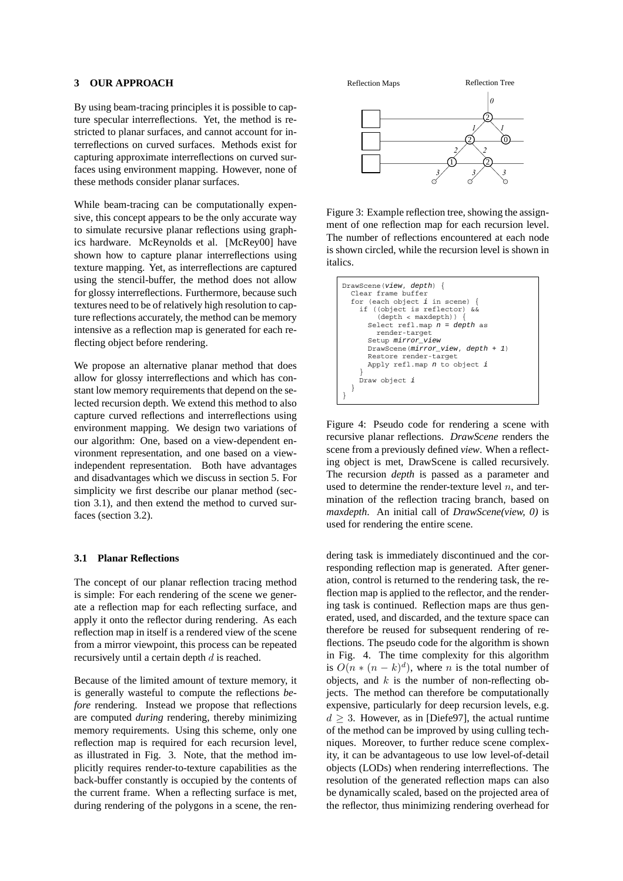## 3 OUR APPROACH

By using beam-tracing principles it is possible to capture specular interreflections. Yet, the method is restricted to planar surfaces, and cannot account for interreflections on curved surfaces. Methods exist for capturing approximate interreflections on curved surfaces using environment mapping. However, none of these methods consider planar surfaces.

While beam-tracing can be computationally expensive, this concept appears to be the only accurate way to simulate recursive planar reflections using graphics hardware. McReynolds et al. [McRey00] have shown how to capture planar interreflections using texture mapping. Yet, as interreflections are captured using the stencil-buffer, the method does not allow for glossy interreflections. Furthermore, because such textures need to be of relatively high resolution to capture reflections accurately, the method can be memory intensive as a reflection map is generated for each reflecting object before rendering.

We propose an alternative planar method that does allow for glossy interreflections and which has constant low memory requirements that depend on the selected recursion depth. We extend this method to also capture curved reflections and interreflections using environment mapping. We design two variations of our algorithm: One, based on a view-dependent environment representation, and one based on a view-independent representation. Both have advantages and disadvantages which we discuss in section 5. For simplicity we first describe our planar method (section 3.1), and then extend the method to curved surfaces (section 3.2).

### 3.1 Planar Reflections

The concept of our planar reflection tracing method is simple: For each rendering of the scene we generate a reflection map for each reflecting surface, and apply it onto the reflector during rendering. As each reflection map in itself is a rendered view of the scene from a mirror viewpoint, this process can be repeated recursively until a certain depth $d$ is reached.

Because of the limited amount of texture memory, it is generally wasteful to compute the reflections *before* rendering. Instead we propose that reflections are computed *during* rendering, thereby minimizing memory requirements. Using this scheme, only one reflection map is required for each recursion level, as illustrated in Fig. 3. Note, that the method implicitly requires render-to-texture capabilities as the back-buffer constantly is occupied by the contents of the current frame. When a reflecting surface is met, during rendering of the polygons in a scene, the rendering task is immediately discontinued and the corresponding reflection map is generated. After generation, control is returned to the rendering task, the reflection map is applied to the reflector, and the rendering task is continued. Reflection maps are thus generated, used, and discarded, and the texture space can therefore be reused for subsequent rendering of reflections. The pseudo code for the algorithm is shown in Fig. 4. The time complexity for this algorithm is $O(n*(n-k)^d)$, where $n$ is the total number of objects, and $k$ is the number of non-reflecting objects. The method can therefore be computationally expensive, particularly for deep recursion levels, e.g. $d \geq 3$. However, as in [Diefe97], the actual runtime of the method can be improved by using culling techniques. Moreover, to further reduce scene complexity, it can be advantageous to use low level-of-detail objects (LODs) when rendering interreflections. The resolution of the generated reflection maps can also be dynamically scaled, based on the projected area of the reflector, thus minimizing rendering overhead for

Reflection Maps | Reflection Tree

Figure 3: Example reflection tree, showing the assignment of one reflection map for each recursion level. The number of reflections encountered at each node is shown circled, while the recursion level is shown in italics.

```
DrawScene(view, depth) {
  Clear frame buffer
  for (each object i in scene) {
    if ((object is reflector) &&
        (depth < maxdepth)) {
      Select refl.map n = depth as
        render-target
      Setup mirror_view
      DrawScene(mirror_view, depth + 1)
      Restore render-target
      Apply refl.map n to object i
    }
    Draw object i
  }
}
```

Figure 4: Pseudo code for rendering a scene with recursive planar reflections. *DrawScene* renders the scene from a previously defined *view*. When a reflecting object is met, DrawScene is called recursively. The recursion *depth* is passed as a parameter and used to determine the render-texture level $n$, and termination of the reflection tracing branch, based on *maxdepth*. An initial call of *DrawScene(view, 0)* is used for rendering the entire scene.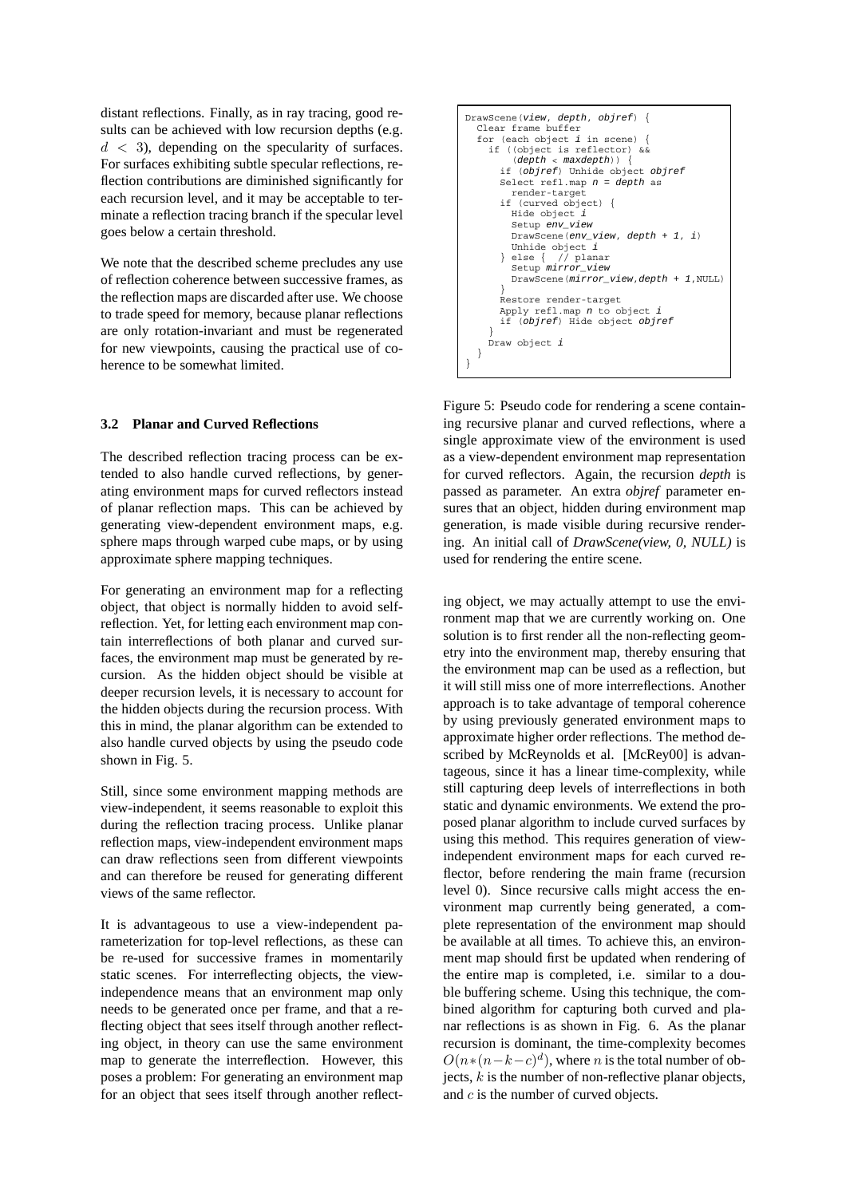distant reflections. Finally, as in ray tracing, good results can be achieved with low recursion depths (e.g. $d < 3$), depending on the specularity of surfaces. For surfaces exhibiting subtle specular reflections, reflection contributions are diminished significantly for each recursion level, and it may be acceptable to terminate a reflection tracing branch if the specular level goes below a certain threshold.

We note that the described scheme precludes any use of reflection coherence between successive frames, as the reflection maps are discarded after use. We choose to trade speed for memory, because planar reflections are only rotation-invariant and must be regenerated for new viewpoints, causing the practical use of coherence to be somewhat limited.

### 3.2 Planar and Curved Reflections

The described reflection tracing process can be extended to also handle curved reflections, by generating environment maps for curved reflectors instead of planar reflection maps. This can be achieved by generating view-dependent environment maps, e.g. sphere maps through warped cube maps, or by using approximate sphere mapping techniques.

For generating an environment map for a reflecting object, that object is normally hidden to avoid self-reflection. Yet, for letting each environment map contain interreflections of both planar and curved surfaces, the environment map must be generated by recursion. As the hidden object should be visible at deeper recursion levels, it is necessary to account for the hidden objects during the recursion process. With this in mind, the planar algorithm can be extended to also handle curved objects by using the pseudo code shown in Fig. 5.

Still, since some environment mapping methods are view-independent, it seems reasonable to exploit this during the reflection tracing process. Unlike planar reflection maps, view-independent environment maps can draw reflections seen from different viewpoints and can therefore be reused for generating different views of the same reflector.

It is advantageous to use a view-independent parameterization for top-level reflections, as these can be re-used for successive frames in momentarily static scenes. For interreflecting objects, the view-independence means that an environment map only needs to be generated once per frame, and that a reflecting object that sees itself through another reflecting object, in theory can use the same environment map to generate the interreflection. However, this poses a problem: For generating an environment map for an object that sees itself through another reflecting object, we may actually attempt to use the environment map that we are currently working on. One solution is to first render all the non-reflecting geometry into the environment map, thereby ensuring that the environment map can be used as a reflection, but it will still miss one of more interreflections. Another approach is to take advantage of temporal coherence by using previously generated environment maps to approximate higher order reflections. The method described by McReynolds et al. [McRey00] is advantageous, since it has a linear time-complexity, while still capturing deep levels of interreflections in both static and dynamic environments. We extend the proposed planar algorithm to include curved surfaces by using this method. This requires generation of view-independent environment maps for each curved reflector, before rendering the main frame (recursion level 0). Since recursive calls might access the environment map currently being generated, a complete representation of the environment map should be available at all times. To achieve this, an environment map should first be updated when rendering of the entire map is completed, i.e. similar to a double buffering scheme. Using this technique, the combined algorithm for capturing both curved and planar reflections is as shown in Fig. 6. As the planar recursion is dominant, the time-complexity becomes $O(n*(n-k-c)^d)$, where $n$ is the total number of objects, $k$ is the number of non-reflective planar objects, and $c$ is the number of curved objects.

```
DrawScene(view, depth, objref) {
  Clear frame buffer
  for (each object i in scene) {
    if ((object is reflector) &&
        (depth < maxdepth)) {
      if (objref) Unhide object objref
      Select refl.map n = depth as
        render-target
      if (curved object) {
        Hide object i
        Setup env_view
        DrawScene(env_view, depth + 1, i)
        Unhide object i
      } else {  // planar
        Setup mirror_view
        DrawScene(mirror_view,depth + 1,NULL)
      }
      Restore render-target
      Apply refl.map n to object i
      if (objref) Hide object objref
    }
    Draw object i
  }
}
```

Figure 5: Pseudo code for rendering a scene containing recursive planar and curved reflections, where a single approximate view of the environment is used as a view-dependent environment map representation for curved reflectors. Again, the recursion *depth* is passed as parameter. An extra *objref* parameter ensures that an object, hidden during environment map generation, is made visible during recursive rendering. An initial call of *DrawScene(view, 0, NULL)* is used for rendering the entire scene.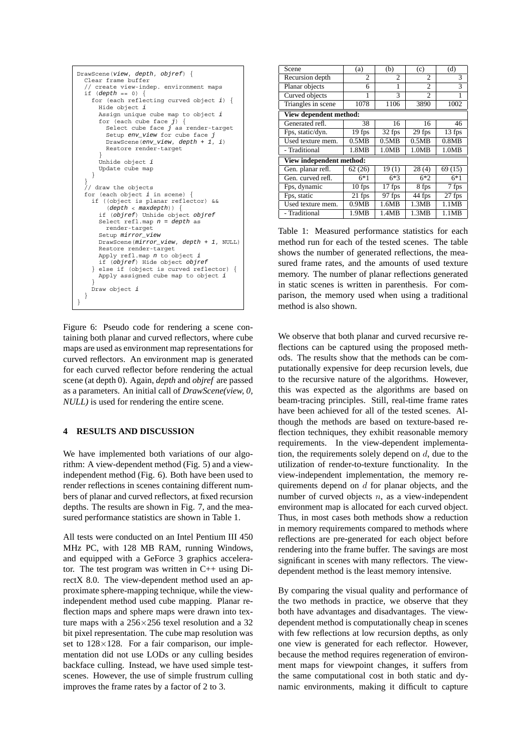```
DrawScene(view, depth, objref) {
  Clear frame buffer
  // create view-indep. environment maps
  if (depth == 0) {
    for (each reflecting curved object i) {
      Hide object i
      Assign unique cube map to object i
      for (each cube face j) {
        Select cube face j as render-target
        Setup env_view for cube face j
        DrawScene(env_view, depth + 1, i)
        Restore render-target
      }
      Unhide object i
      Update cube map
    }
  }
  // draw the objects
  for (each object i in scene) {
    if ((object is planar reflector) &&
        (depth < maxdepth)) {
      if (objref) Unhide object objref
      Select refl.map n = depth as
        render-target
      Setup mirror_view
      DrawScene(mirror_view, depth + 1, NULL)
      Restore render-target
      Apply refl.map n to object i
      if (objref) Hide object objref
    } else if (object is curved reflector) {
      Apply assigned cube map to object i
    }
    Draw object i
  }
}
```

Figure 6: Pseudo code for rendering a scene containing both planar and curved reflectors, where cube maps are used as environment map representations for curved reflectors. An environment map is generated for each curved reflector before rendering the actual scene (at depth 0). Again, *depth* and *objref* are passed as a parameters. An initial call of *DrawScene(view, 0, NULL)* is used for rendering the entire scene.

## 4 RESULTS AND DISCUSSION

We have implemented both variations of our algorithm: A view-dependent method (Fig. 5) and a view-independent method (Fig. 6). Both have been used to render reflections in scenes containing different numbers of planar and curved reflectors, at fixed recursion depths. The results are shown in Fig. 7, and the measured performance statistics are shown in Table 1.

All tests were conducted on an Intel Pentium III 450 MHz PC, with 128 MB RAM, running Windows, and equipped with a GeForce 3 graphics accelerator. The test program was written in C++ using DirectX 8.0. The view-dependent method used an approximate sphere-mapping technique, while the view-independent method used cube mapping. Planar reflection maps and sphere maps were drawn into texture maps with a $256 \times 256$ texel resolution and a 32 bit pixel representation. The cube map resolution was set to $128 \times 128$. For a fair comparison, our implementation did not use LODs or any culling besides backface culling. Instead, we have used simple test-scenes. However, the use of simple frustrum culling improves the frame rates by a factor of 2 to 3.

| Scene | (a) | (b) | (c) | (d) |
|---|---|---|---|---|
| Recursion depth | 2 | 2 | 2 | 3 |
| Planar objects | 6 | 1 | 2 | 3 |
| Curved objects | 1 | 3 | 2 | 1 |
| Triangles in scene | 1078 | 1106 | 3890 | 1002 |
| **View dependent method:** | | | | |
| Generated refl. | 38 | 16 | 16 | 46 |
| Fps, static/dyn. | 19 fps | 32 fps | 29 fps | 13 fps |
| Used texture mem. | 0.5MB | 0.5MB | 0.5MB | 0.8MB |
| - Traditional | 1.8MB | 1.0MB | 1.0MB | 1.0MB |
| **View independent method:** | | | | |
| Gen. planar refl. | 62 (26) | 19 (1) | 28 (4) | 69 (15) |
| Gen. curved refl. | 6*1 | 6*3 | 6*2 | 6*1 |
| Fps, dynamic | 10 fps | 17 fps | 8 fps | 7 fps |
| Fps, static | 21 fps | 97 fps | 44 fps | 27 fps |
| Used texture mem. | 0.9MB | 1.6MB | 1.3MB | 1.1MB |
| - Traditional | 1.9MB | 1.4MB | 1.3MB | 1.1MB |

Table 1: Measured performance statistics for each method run for each of the tested scenes. The table shows the number of generated reflections, the measured frame rates, and the amounts of used texture memory. The number of planar reflections generated in static scenes is written in parenthesis. For comparison, the memory used when using a traditional method is also shown.

We observe that both planar and curved recursive reflections can be captured using the proposed methods. The results show that the methods can be computationally expensive for deep recursion levels, due to the recursive nature of the algorithms. However, this was expected as the algorithms are based on beam-tracing principles. Still, real-time frame rates have been achieved for all of the tested scenes. Although the methods are based on texture-based reflection techniques, they exhibit reasonable memory requirements. In the view-dependent implementation, the requirements solely depend on $d$, due to the utilization of render-to-texture functionality. In the view-independent implementation, the memory requirements depend on $d$ for planar objects, and the number of curved objects $n$, as a view-independent environment map is allocated for each curved object. Thus, in most cases both methods show a reduction in memory requirements compared to methods where reflections are pre-generated for each object before rendering into the frame buffer. The savings are most significant in scenes with many reflectors. The view-dependent method is the least memory intensive.

By comparing the visual quality and performance of the two methods in practice, we observe that they both have advantages and disadvantages. The view-dependent method is computationally cheap in scenes with few reflections at low recursion depths, as only one view is generated for each reflector. However, because the method requires regeneration of environment maps for viewpoint changes, it suffers from the same computational cost in both static and dynamic environments, making it difficult to capture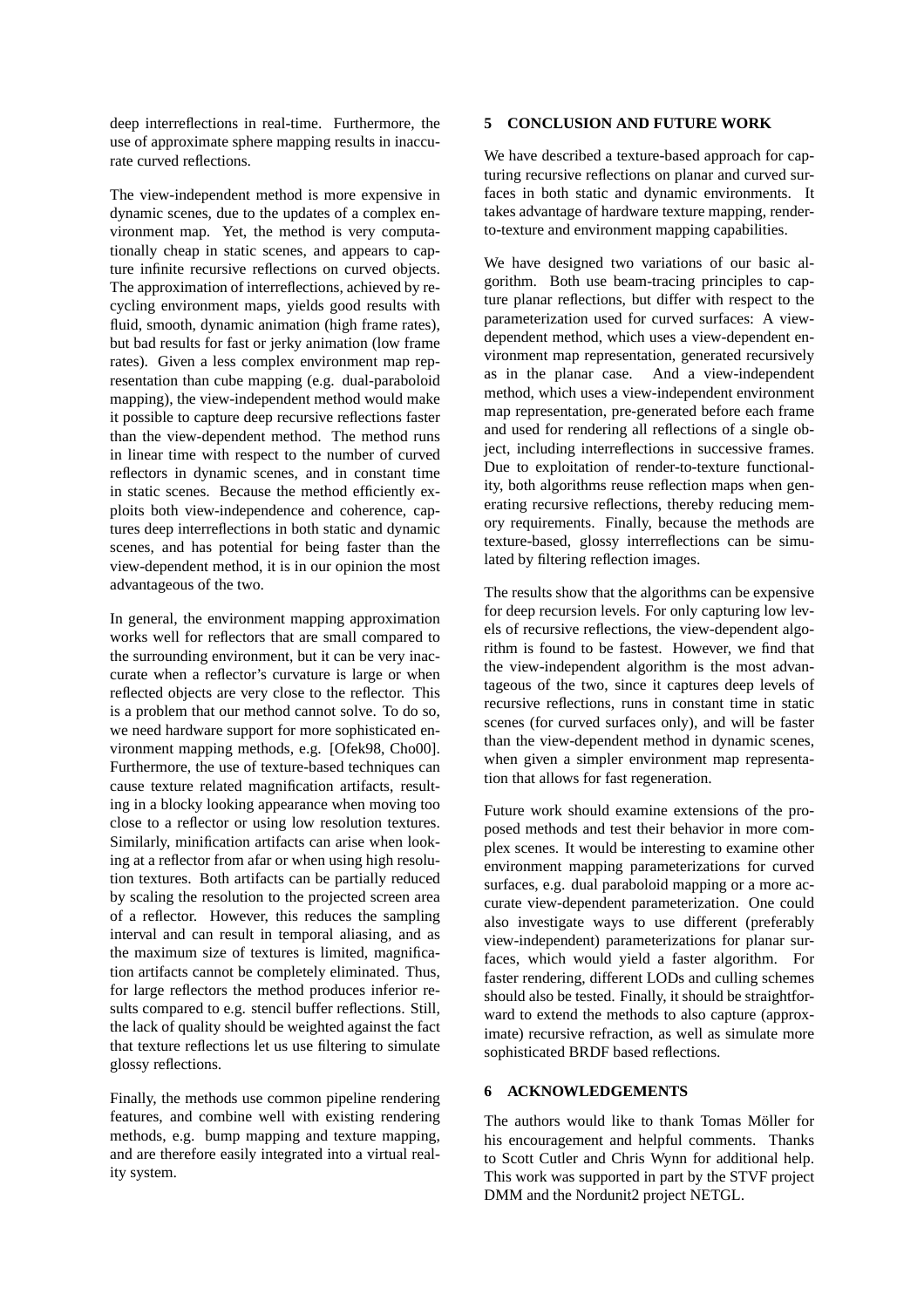deep interreflections in real-time. Furthermore, the use of approximate sphere mapping results in inaccurate curved reflections.

The view-independent method is more expensive in dynamic scenes, due to the updates of a complex environment map. Yet, the method is very computationally cheap in static scenes, and appears to capture infinite recursive reflections on curved objects. The approximation of interreflections, achieved by recycling environment maps, yields good results with fluid, smooth, dynamic animation (high frame rates), but bad results for fast or jerky animation (low frame rates). Given a less complex environment map representation than cube mapping (e.g. dual-paraboloid mapping), the view-independent method would make it possible to capture deep recursive reflections faster than the view-dependent method. The method runs in linear time with respect to the number of curved reflectors in dynamic scenes, and in constant time in static scenes. Because the method efficiently exploits both view-independence and coherence, captures deep interreflections in both static and dynamic scenes, and has potential for being faster than the view-dependent method, it is in our opinion the most advantageous of the two.

In general, the environment mapping approximation works well for reflectors that are small compared to the surrounding environment, but it can be very inaccurate when a reflector's curvature is large or when reflected objects are very close to the reflector. This is a problem that our method cannot solve. To do so, we need hardware support for more sophisticated environment mapping methods, e.g. [Ofek98, Cho00]. Furthermore, the use of texture-based techniques can cause texture related magnification artifacts, resulting in a blocky looking appearance when moving too close to a reflector or using low resolution textures. Similarly, minification artifacts can arise when looking at a reflector from afar or when using high resolution textures. Both artifacts can be partially reduced by scaling the resolution to the projected screen area of a reflector. However, this reduces the sampling interval and can result in temporal aliasing, and as the maximum size of textures is limited, magnification artifacts cannot be completely eliminated. Thus, for large reflectors the method produces inferior results compared to e.g. stencil buffer reflections. Still, the lack of quality should be weighted against the fact that texture reflections let us use filtering to simulate glossy reflections.

Finally, the methods use common pipeline rendering features, and combine well with existing rendering methods, e.g. bump mapping and texture mapping, and are therefore easily integrated into a virtual reality system.

## 5 CONCLUSION AND FUTURE WORK

We have described a texture-based approach for capturing recursive reflections on planar and curved surfaces in both static and dynamic environments. It takes advantage of hardware texture mapping, render-to-texture and environment mapping capabilities.

We have designed two variations of our basic algorithm. Both use beam-tracing principles to capture planar reflections, but differ with respect to the parameterization used for curved surfaces: A view-dependent method, which uses a view-dependent environment map representation, generated recursively as in the planar case. And a view-independent method, which uses a view-independent environment map representation, pre-generated before each frame and used for rendering all reflections of a single object, including interreflections in successive frames. Due to exploitation of render-to-texture functionality, both algorithms reuse reflection maps when generating recursive reflections, thereby reducing memory requirements. Finally, because the methods are texture-based, glossy interreflections can be simulated by filtering reflection images.

The results show that the algorithms can be expensive for deep recursion levels. For only capturing low levels of recursive reflections, the view-dependent algorithm is found to be fastest. However, we find that the view-independent algorithm is the most advantageous of the two, since it captures deep levels of recursive reflections, runs in constant time in static scenes (for curved surfaces only), and will be faster than the view-dependent method in dynamic scenes, when given a simpler environment map representation that allows for fast regeneration.

Future work should examine extensions of the proposed methods and test their behavior in more complex scenes. It would be interesting to examine other environment mapping parameterizations for curved surfaces, e.g. dual paraboloid mapping or a more accurate view-dependent parameterization. One could also investigate ways to use different (preferably view-independent) parameterizations for planar surfaces, which would yield a faster algorithm. For faster rendering, different LODs and culling schemes should also be tested. Finally, it should be straightforward to extend the methods to also capture (approximate) recursive refraction, as well as simulate more sophisticated BRDF based reflections.

## 6 ACKNOWLEDGEMENTS

The authors would like to thank Tomas Möller for his encouragement and helpful comments. Thanks to Scott Cutler and Chris Wynn for additional help. This work was supported in part by the STVF project DMM and the Nordunit2 project NETGL.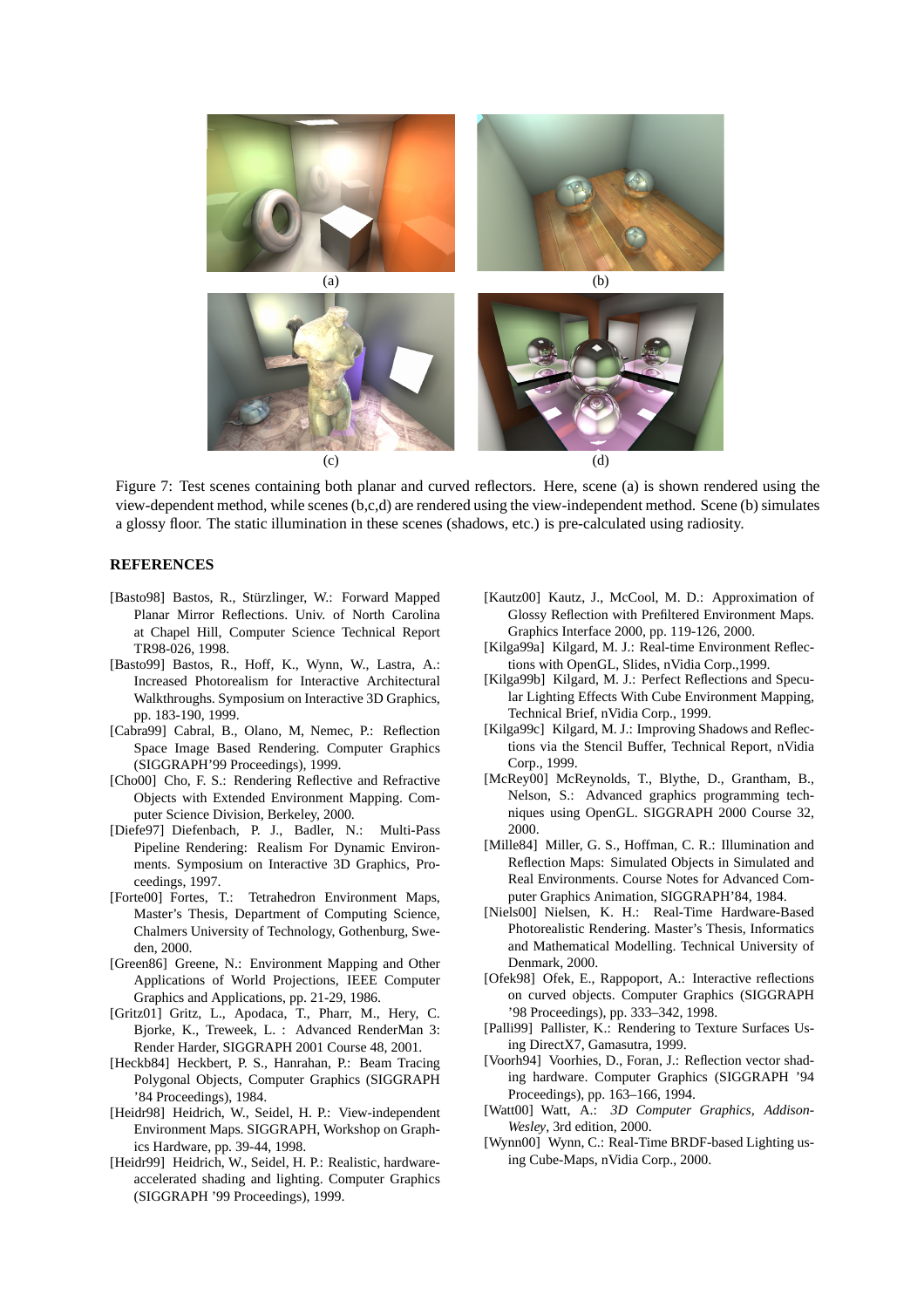(a)

(b)

(c)

(d)

Figure 7: Test scenes containing both planar and curved reflectors. Here, scene (a) is shown rendered using the view-dependent method, while scenes (b,c,d) are rendered using the view-independent method. Scene (b) simulates a glossy floor. The static illumination in these scenes (shadows, etc.) is pre-calculated using radiosity.

## REFERENCES

[Basto98] Bastos, R., Stürzlinger, W.: Forward Mapped Planar Mirror Reflections. Univ. of North Carolina at Chapel Hill, Computer Science Technical Report TR98-026, 1998.

[Basto99] Bastos, R., Hoff, K., Wynn, W., Lastra, A.: Increased Photorealism for Interactive Architectural Walkthroughs. Symposium on Interactive 3D Graphics, pp. 183-190, 1999.

[Cabra99] Cabral, B., Olano, M, Nemec, P.: Reflection Space Image Based Rendering. Computer Graphics (SIGGRAPH'99 Proceedings), 1999.

[Cho00] Cho, F. S.: Rendering Reflective and Refractive Objects with Extended Environment Mapping. Computer Science Division, Berkeley, 2000.

[Diefe97] Diefenbach, P. J., Badler, N.: Multi-Pass Pipeline Rendering: Realism For Dynamic Environments. Symposium on Interactive 3D Graphics, Proceedings, 1997.

[Forte00] Fortes, T.: Tetrahedron Environment Maps, Master's Thesis, Department of Computing Science, Chalmers University of Technology, Gothenburg, Sweden, 2000.

[Green86] Greene, N.: Environment Mapping and Other Applications of World Projections, IEEE Computer Graphics and Applications, pp. 21-29, 1986.

[Gritz01] Gritz, L., Apodaca, T., Pharr, M., Hery, C. Bjorke, K., Treweek, L. : Advanced RenderMan 3: Render Harder, SIGGRAPH 2001 Course 48, 2001.

[Heckb84] Heckbert, P. S., Hanrahan, P.: Beam Tracing Polygonal Objects, Computer Graphics (SIGGRAPH '84 Proceedings), 1984.

[Heidr98] Heidrich, W., Seidel, H. P.: View-independent Environment Maps. SIGGRAPH, Workshop on Graphics Hardware, pp. 39-44, 1998.

[Heidr99] Heidrich, W., Seidel, H. P.: Realistic, hardware-accelerated shading and lighting. Computer Graphics (SIGGRAPH '99 Proceedings), 1999.

[Kautz00] Kautz, J., McCool, M. D.: Approximation of Glossy Reflection with Prefiltered Environment Maps. Graphics Interface 2000, pp. 119-126, 2000.

[Kilga99a] Kilgard, M. J.: Real-time Environment Reflections with OpenGL, Slides, nVidia Corp.,1999.

[Kilga99b] Kilgard, M. J.: Perfect Reflections and Specular Lighting Effects With Cube Environment Mapping, Technical Brief, nVidia Corp., 1999.

[Kilga99c] Kilgard, M. J.: Improving Shadows and Reflections via the Stencil Buffer, Technical Report, nVidia Corp., 1999.

[McRey00] McReynolds, T., Blythe, D., Grantham, B., Nelson, S.: Advanced graphics programming techniques using OpenGL. SIGGRAPH 2000 Course 32, 2000.

[Mille84] Miller, G. S., Hoffman, C. R.: Illumination and Reflection Maps: Simulated Objects in Simulated and Real Environments. Course Notes for Advanced Computer Graphics Animation, SIGGRAPH'84, 1984.

[Niels00] Nielsen, K. H.: Real-Time Hardware-Based Photorealistic Rendering. Master's Thesis, Informatics and Mathematical Modelling. Technical University of Denmark, 2000.

[Ofek98] Ofek, E., Rappoport, A.: Interactive reflections on curved objects. Computer Graphics (SIGGRAPH '98 Proceedings), pp. 333–342, 1998.

[Palli99] Pallister, K.: Rendering to Texture Surfaces Using DirectX7, Gamasutra, 1999.

[Voorh94] Voorhies, D., Foran, J.: Reflection vector shading hardware. Computer Graphics (SIGGRAPH '94 Proceedings), pp. 163–166, 1994.

[Watt00] Watt, A.: *3D Computer Graphics*, *Addison-Wesley*, 3rd edition, 2000.

[Wynn00] Wynn, C.: Real-Time BRDF-based Lighting using Cube-Maps, nVidia Corp., 2000.